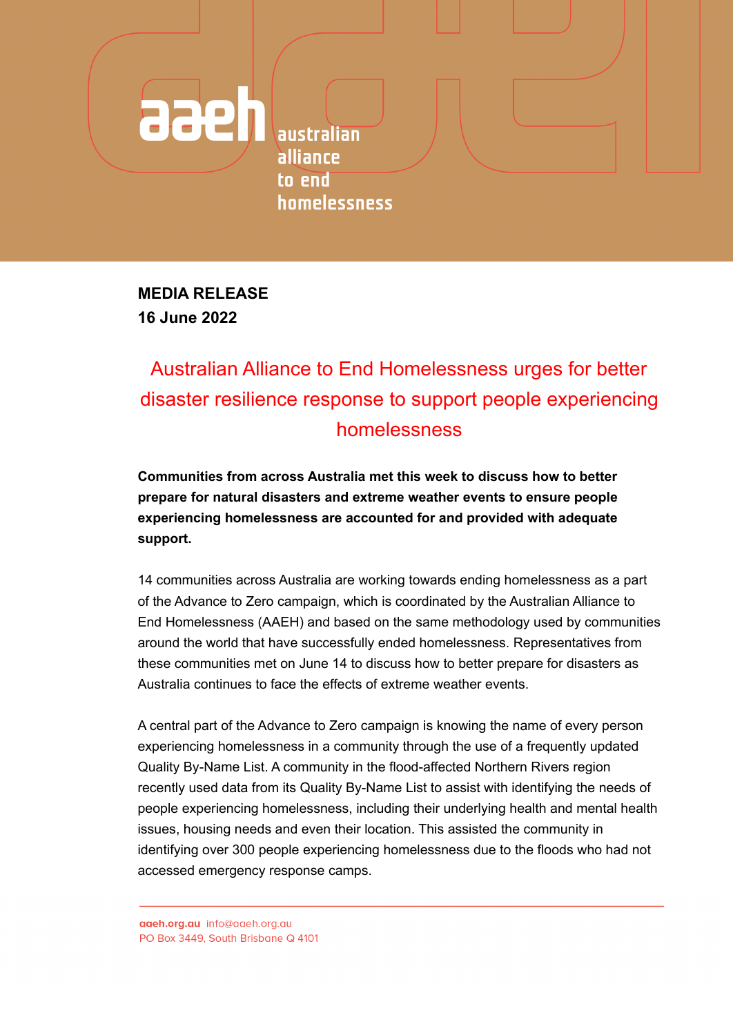aaeh australian alliance to end homelessness

**MEDIA RELEASE**
**16 June 2022**

# Australian Alliance to End Homelessness urges for better disaster resilience response to support people experiencing homelessness

**Communities from across Australia met this week to discuss how to better prepare for natural disasters and extreme weather events to ensure people experiencing homelessness are accounted for and provided with adequate support.**

14 communities across Australia are working towards ending homelessness as a part of the Advance to Zero campaign, which is coordinated by the Australian Alliance to End Homelessness (AAEH) and based on the same methodology used by communities around the world that have successfully ended homelessness. Representatives from these communities met on June 14 to discuss how to better prepare for disasters as Australia continues to face the effects of extreme weather events.

A central part of the Advance to Zero campaign is knowing the name of every person experiencing homelessness in a community through the use of a frequently updated Quality By-Name List. A community in the flood-affected Northern Rivers region recently used data from its Quality By-Name List to assist with identifying the needs of people experiencing homelessness, including their underlying health and mental health issues, housing needs and even their location. This assisted the community in identifying over 300 people experiencing homelessness due to the floods who had not accessed emergency response camps.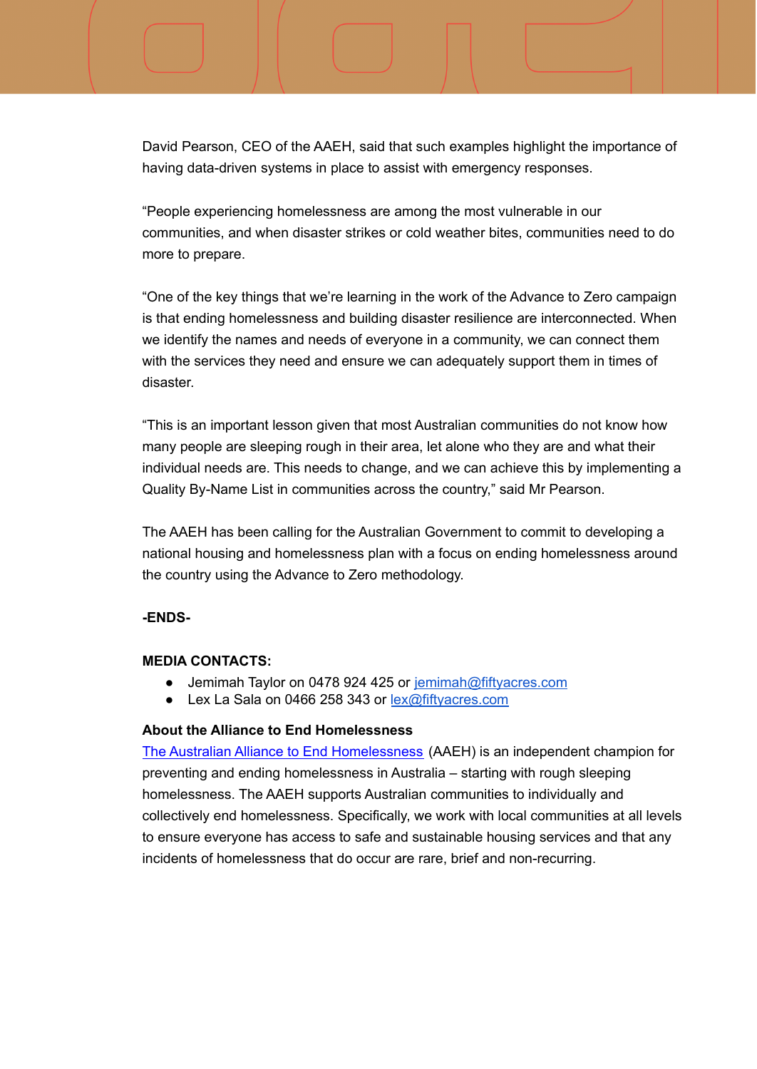David Pearson, CEO of the AAEH, said that such examples highlight the importance of having data-driven systems in place to assist with emergency responses.

“People experiencing homelessness are among the most vulnerable in our communities, and when disaster strikes or cold weather bites, communities need to do more to prepare.

“One of the key things that we’re learning in the work of the Advance to Zero campaign is that ending homelessness and building disaster resilience are interconnected. When we identify the names and needs of everyone in a community, we can connect them with the services they need and ensure we can adequately support them in times of disaster.

“This is an important lesson given that most Australian communities do not know how many people are sleeping rough in their area, let alone who they are and what their individual needs are. This needs to change, and we can achieve this by implementing a Quality By-Name List in communities across the country,” said Mr Pearson.

The AAEH has been calling for the Australian Government to commit to developing a national housing and homelessness plan with a focus on ending homelessness around the country using the Advance to Zero methodology.

**-ENDS-**

**MEDIA CONTACTS:**

- Jemimah Taylor on 0478 924 425 or jemimah@fiftyacres.com
- Lex La Sala on 0466 258 343 or lex@fiftyacres.com

**About the Alliance to End Homelessness**

The Australian Alliance to End Homelessness (AAEH) is an independent champion for preventing and ending homelessness in Australia – starting with rough sleeping homelessness. The AAEH supports Australian communities to individually and collectively end homelessness. Specifically, we work with local communities at all levels to ensure everyone has access to safe and sustainable housing services and that any incidents of homelessness that do occur are rare, brief and non-recurring.